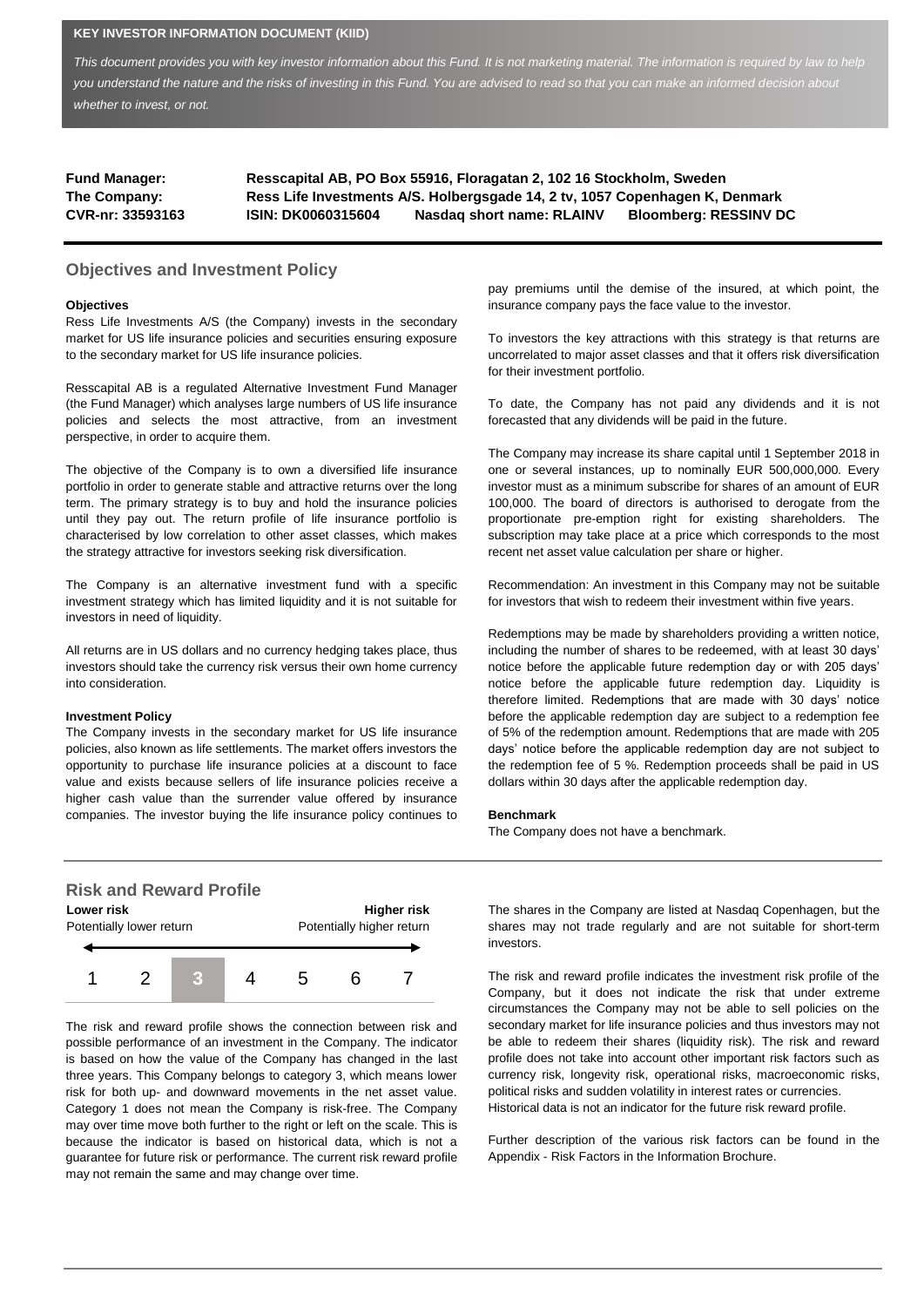**KEY INVESTOR INFORMATION DOCUMENT (KIID)**

*This document provides you with key investor information about this Fund. It is not marketing material. The information is required by law to help you understand the nature and the risks of investing in this Fund. You are advised to read so that you can make an informed decision about whether to invest, or not.*

**Fund Manager:** **Resscapital AB, PO Box 55916, Floragatan 2, 102 16 Stockholm, Sweden**
**The Company:** **Ress Life Investments A/S. Holbergsgade 14, 2 tv, 1057 Copenhagen K, Denmark**
**CVR-nr: 33593163** **ISIN: DK0060315604** **Nasdaq short name: RLAINV** **Bloomberg: RESSINV DC**

## Objectives and Investment Policy

**Objectives**

Ress Life Investments A/S (the Company) invests in the secondary market for US life insurance policies and securities ensuring exposure to the secondary market for US life insurance policies.

Resscapital AB is a regulated Alternative Investment Fund Manager (the Fund Manager) which analyses large numbers of US life insurance policies and selects the most attractive, from an investment perspective, in order to acquire them.

The objective of the Company is to own a diversified life insurance portfolio in order to generate stable and attractive returns over the long term. The primary strategy is to buy and hold the insurance policies until they pay out. The return profile of life insurance portfolio is characterised by low correlation to other asset classes, which makes the strategy attractive for investors seeking risk diversification.

The Company is an alternative investment fund with a specific investment strategy which has limited liquidity and it is not suitable for investors in need of liquidity.

All returns are in US dollars and no currency hedging takes place, thus investors should take the currency risk versus their own home currency into consideration.

**Investment Policy**

The Company invests in the secondary market for US life insurance policies, also known as life settlements. The market offers investors the opportunity to purchase life insurance policies at a discount to face value and exists because sellers of life insurance policies receive a higher cash value than the surrender value offered by insurance companies. The investor buying the life insurance policy continues to pay premiums until the demise of the insured, at which point, the insurance company pays the face value to the investor.

To investors the key attractions with this strategy is that returns are uncorrelated to major asset classes and that it offers risk diversification for their investment portfolio.

To date, the Company has not paid any dividends and it is not forecasted that any dividends will be paid in the future.

The Company may increase its share capital until 1 September 2018 in one or several instances, up to nominally EUR 500,000,000. Every investor must as a minimum subscribe for shares of an amount of EUR 100,000. The board of directors is authorised to derogate from the proportionate pre-emption right for existing shareholders. The subscription may take place at a price which corresponds to the most recent net asset value calculation per share or higher.

Recommendation: An investment in this Company may not be suitable for investors that wish to redeem their investment within five years.

Redemptions may be made by shareholders providing a written notice, including the number of shares to be redeemed, with at least 30 days' notice before the applicable future redemption day or with 205 days' notice before the applicable future redemption day. Liquidity is therefore limited. Redemptions that are made with 30 days' notice before the applicable redemption day are subject to a redemption fee of 5% of the redemption amount. Redemptions that are made with 205 days' notice before the applicable redemption day are not subject to the redemption fee of 5 %. Redemption proceeds shall be paid in US dollars within 30 days after the applicable redemption day.

**Benchmark**

The Company does not have a benchmark.

## Risk and Reward Profile

| **Lower risk** Potentially lower return | | | | | | **Higher risk** Potentially higher return |
|---|---|---|---|---|---|---|
| 1 | 2 | **3** | 4 | 5 | 6 | 7 |

The risk and reward profile shows the connection between risk and possible performance of an investment in the Company. The indicator is based on how the value of the Company has changed in the last three years. This Company belongs to category 3, which means lower risk for both up- and downward movements in the net asset value. Category 1 does not mean the Company is risk-free. The Company may over time move both further to the right or left on the scale. This is because the indicator is based on historical data, which is not a guarantee for future risk or performance. The current risk reward profile may not remain the same and may change over time.

The shares in the Company are listed at Nasdaq Copenhagen, but the shares may not trade regularly and are not suitable for short-term investors.

The risk and reward profile indicates the investment risk profile of the Company, but it does not indicate the risk that under extreme circumstances the Company may not be able to sell policies on the secondary market for life insurance policies and thus investors may not be able to redeem their shares (liquidity risk). The risk and reward profile does not take into account other important risk factors such as currency risk, longevity risk, operational risks, macroeconomic risks, political risks and sudden volatility in interest rates or currencies.
Historical data is not an indicator for the future risk reward profile.

Further description of the various risk factors can be found in the Appendix - Risk Factors in the Information Brochure.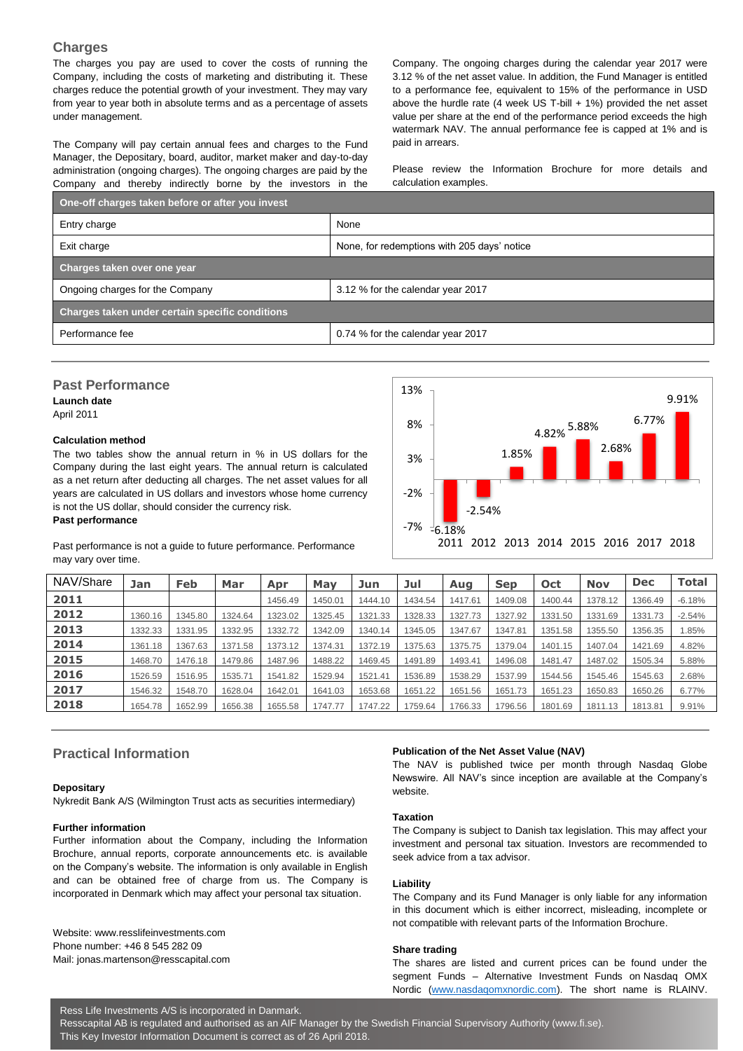## Charges

The charges you pay are used to cover the costs of running the Company, including the costs of marketing and distributing it. These charges reduce the potential growth of your investment. They may vary from year to year both in absolute terms and as a percentage of assets under management.

The Company will pay certain annual fees and charges to the Fund Manager, the Depositary, board, auditor, market maker and day-to-day administration (ongoing charges). The ongoing charges are paid by the Company and thereby indirectly borne by the investors in the Company. The ongoing charges during the calendar year 2017 were 3.12 % of the net asset value. In addition, the Fund Manager is entitled to a performance fee, equivalent to 15% of the performance in USD above the hurdle rate (4 week US T-bill + 1%) provided the net asset value per share at the end of the performance period exceeds the high watermark NAV. The annual performance fee is capped at 1% and is paid in arrears.

Please review the Information Brochure for more details and calculation examples.

| One-off charges taken before or after you invest | |
|---|---|
| Entry charge | None |
| Exit charge | None, for redemptions with 205 days' notice |
| **Charges taken over one year** | |
| Ongoing charges for the Company | 3.12 % for the calendar year 2017 |
| **Charges taken under certain specific conditions** | |
| Performance fee | 0.74 % for the calendar year 2017 |

## Past Performance

**Launch date**

April 2011

**Calculation method**

The two tables show the annual return in % in US dollars for the Company during the last eight years. The annual return is calculated as a net return after deducting all charges. The net asset values for all years are calculated in US dollars and investors whose home currency is not the US dollar, should consider the currency risk.

**Past performance**

Past performance is not a guide to future performance. Performance may vary over time.

13%
8%
3%
-2%
-7%
-6.18%
-2.54%
1.85%
4.82%
5.88%
2.68%
6.77%
9.91%
2011 2012 2013 2014 2015 2016 2017 2018

| NAV/Share | Jan | Feb | Mar | Apr | May | Jun | Jul | Aug | Sep | Oct | Nov | Dec | Total |
|---|---|---|---|---|---|---|---|---|---|---|---|---|---|
| **2011** | | | | 1456.49 | 1450.01 | 1444.10 | 1434.54 | 1417.61 | 1409.08 | 1400.44 | 1378.12 | 1366.49 | -6.18% |
| **2012** | 1360.16 | 1345.80 | 1324.64 | 1323.02 | 1325.45 | 1321.33 | 1328.33 | 1327.73 | 1327.92 | 1331.50 | 1331.69 | 1331.73 | -2.54% |
| **2013** | 1332.33 | 1331.95 | 1332.95 | 1332.72 | 1342.09 | 1340.14 | 1345.05 | 1347.67 | 1347.81 | 1351.58 | 1355.50 | 1356.35 | 1.85% |
| **2014** | 1361.18 | 1367.63 | 1371.58 | 1373.12 | 1374.31 | 1372.19 | 1375.63 | 1375.75 | 1379.04 | 1401.15 | 1407.04 | 1421.69 | 4.82% |
| **2015** | 1468.70 | 1476.18 | 1479.86 | 1487.96 | 1488.22 | 1469.45 | 1491.89 | 1493.41 | 1496.08 | 1481.47 | 1487.02 | 1505.34 | 5.88% |
| **2016** | 1526.59 | 1516.95 | 1535.71 | 1541.82 | 1529.94 | 1521.41 | 1536.89 | 1538.29 | 1537.99 | 1544.56 | 1545.46 | 1545.63 | 2.68% |
| **2017** | 1546.32 | 1548.70 | 1628.04 | 1642.01 | 1641.03 | 1653.68 | 1651.22 | 1651.56 | 1651.73 | 1651.23 | 1650.83 | 1650.26 | 6.77% |
| **2018** | 1654.78 | 1652.99 | 1656.38 | 1655.58 | 1747.77 | 1747.22 | 1759.64 | 1766.33 | 1796.56 | 1801.69 | 1811.13 | 1813.81 | 9.91% |

## Practical Information

**Depositary**

Nykredit Bank A/S (Wilmington Trust acts as securities intermediary)

**Further information**

Further information about the Company, including the Information Brochure, annual reports, corporate announcements etc. is available on the Company's website. The information is only available in English and can be obtained free of charge from us. The Company is incorporated in Denmark which may affect your personal tax situation.

Website: www.resslifeinvestments.com
Phone number: +46 8 545 282 09
Mail: jonas.martenson@resscapital.com

**Publication of the Net Asset Value (NAV)**

The NAV is published twice per month through Nasdaq Globe Newswire. All NAV's since inception are available at the Company's website.

**Taxation**

The Company is subject to Danish tax legislation. This may affect your investment and personal tax situation. Investors are recommended to seek advice from a tax advisor.

**Liability**

The Company and its Fund Manager is only liable for any information in this document which is either incorrect, misleading, incomplete or not compatible with relevant parts of the Information Brochure.

**Share trading**

The shares are listed and current prices can be found under the segment Funds – Alternative Investment Funds on Nasdaq OMX Nordic (www.nasdaqomxnordic.com). The short name is RLAINV.

Ress Life Investments A/S is incorporated in Danmark.
Resscapital AB is regulated and authorised as an AIF Manager by the Swedish Financial Supervisory Authority (www.fi.se).
This Key Investor Information Document is correct as of 26 April 2018.